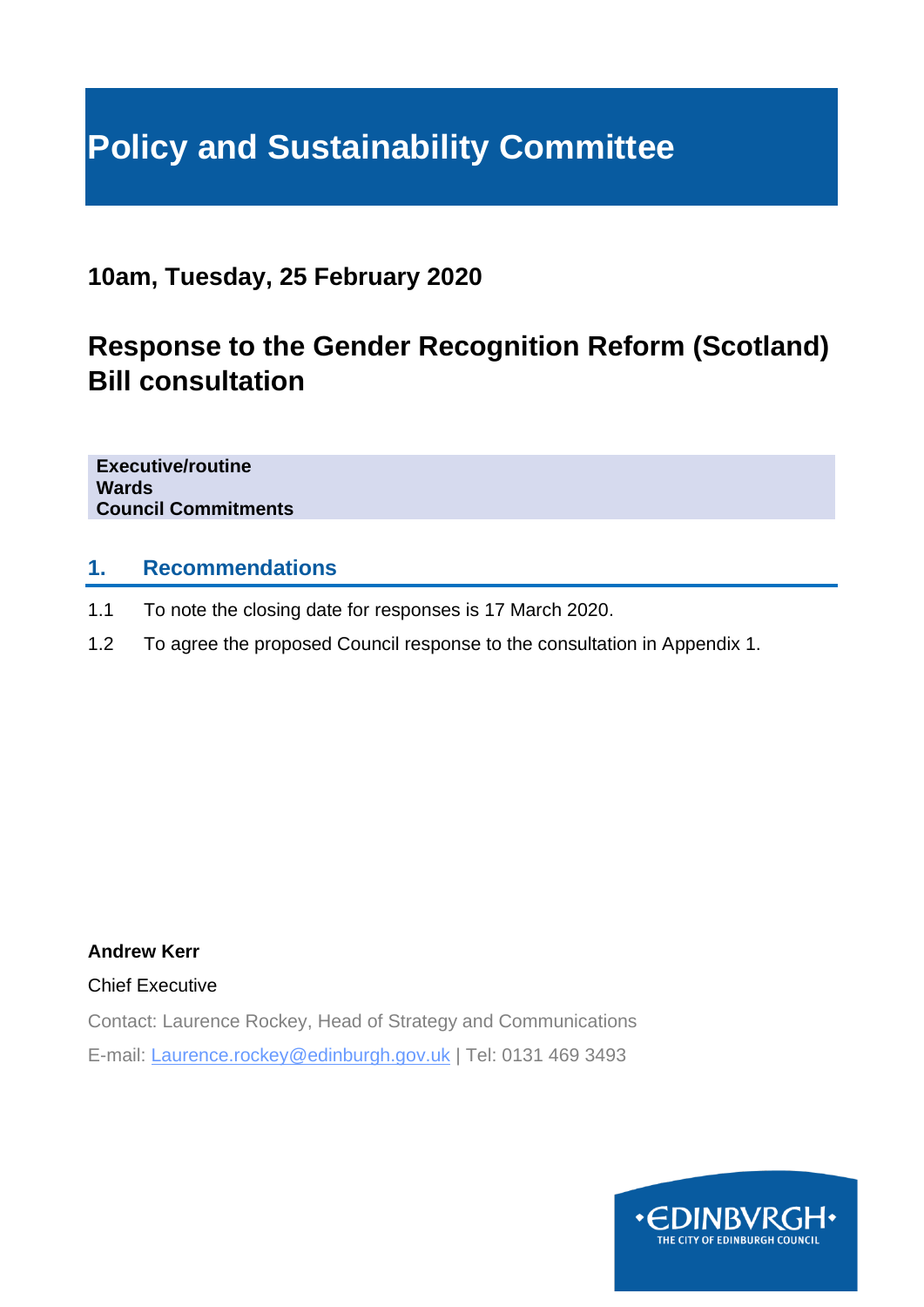# Policy and Sustainability Committee

## 10am, Tuesday, 25 February 2020

## Response to the Gender Recognition Reform (Scotland) Bill consultation

**Executive/routine**
**Wards**
**Council Commitments**

## 1. Recommendations

1.1 To note the closing date for responses is 17 March 2020.

1.2 To agree the proposed Council response to the consultation in Appendix 1.

**Andrew Kerr**

Chief Executive

Contact: Laurence Rockey, Head of Strategy and Communications

E-mail: Laurence.rockey@edinburgh.gov.uk | Tel: 0131 469 3493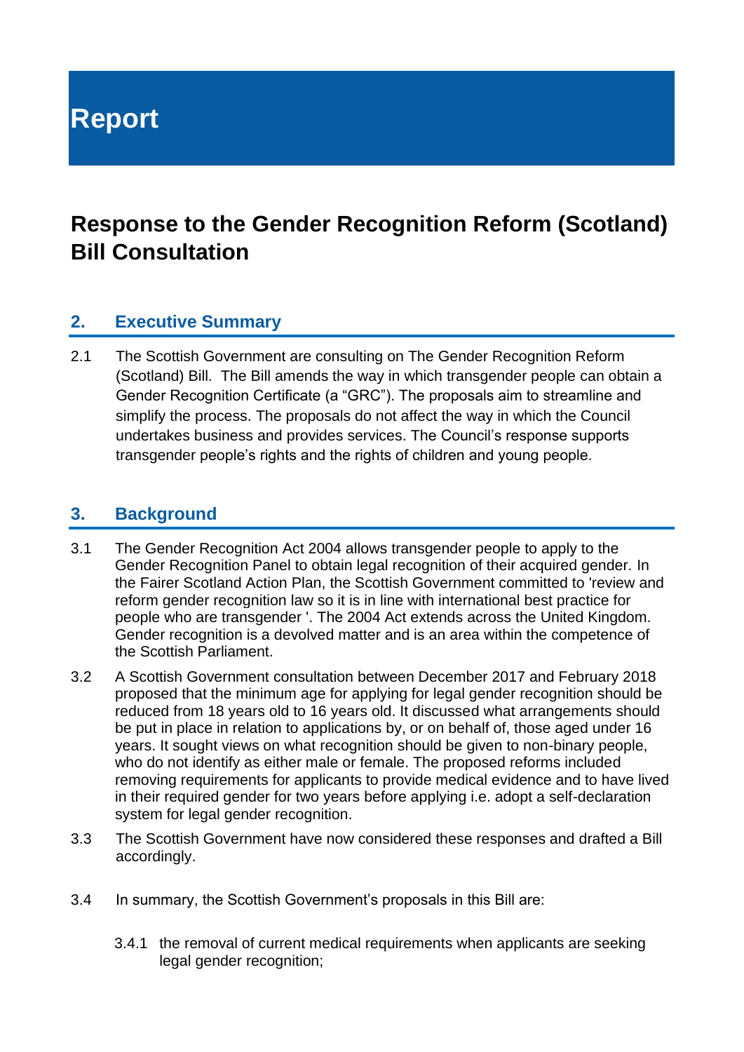# Report

## Response to the Gender Recognition Reform (Scotland) Bill Consultation

### 2. Executive Summary

2.1 The Scottish Government are consulting on The Gender Recognition Reform (Scotland) Bill. The Bill amends the way in which transgender people can obtain a Gender Recognition Certificate (a "GRC"). The proposals aim to streamline and simplify the process. The proposals do not affect the way in which the Council undertakes business and provides services. The Council's response supports transgender people's rights and the rights of children and young people.

### 3. Background

3.1 The Gender Recognition Act 2004 allows transgender people to apply to the Gender Recognition Panel to obtain legal recognition of their acquired gender. In the Fairer Scotland Action Plan, the Scottish Government committed to 'review and reform gender recognition law so it is in line with international best practice for people who are transgender '. The 2004 Act extends across the United Kingdom. Gender recognition is a devolved matter and is an area within the competence of the Scottish Parliament.

3.2 A Scottish Government consultation between December 2017 and February 2018 proposed that the minimum age for applying for legal gender recognition should be reduced from 18 years old to 16 years old. It discussed what arrangements should be put in place in relation to applications by, or on behalf of, those aged under 16 years. It sought views on what recognition should be given to non-binary people, who do not identify as either male or female. The proposed reforms included removing requirements for applicants to provide medical evidence and to have lived in their required gender for two years before applying i.e. adopt a self-declaration system for legal gender recognition.

3.3 The Scottish Government have now considered these responses and drafted a Bill accordingly.

3.4 In summary, the Scottish Government's proposals in this Bill are:

3.4.1 the removal of current medical requirements when applicants are seeking legal gender recognition;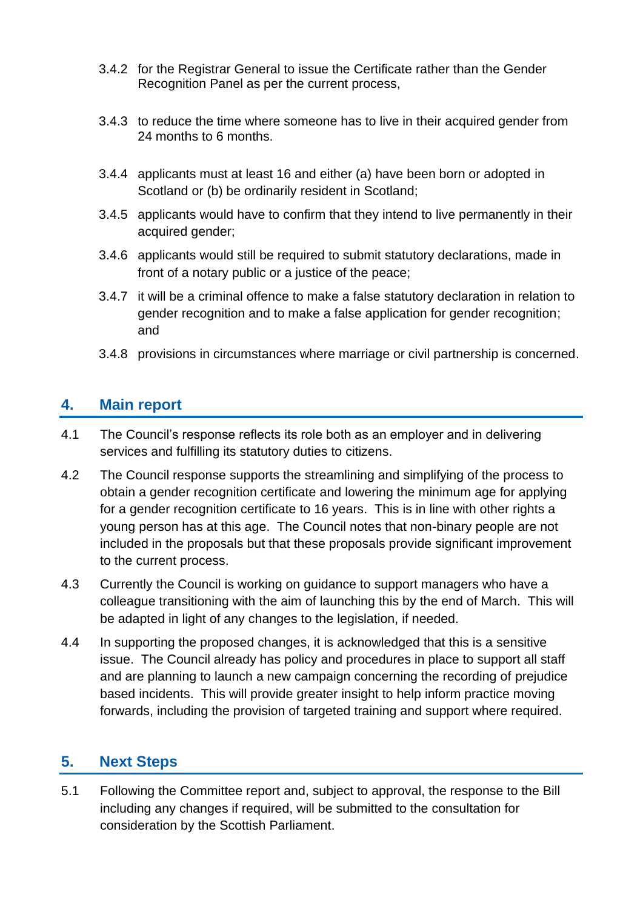3.4.2 for the Registrar General to issue the Certificate rather than the Gender Recognition Panel as per the current process,

3.4.3 to reduce the time where someone has to live in their acquired gender from 24 months to 6 months.

3.4.4 applicants must at least 16 and either (a) have been born or adopted in Scotland or (b) be ordinarily resident in Scotland;

3.4.5 applicants would have to confirm that they intend to live permanently in their acquired gender;

3.4.6 applicants would still be required to submit statutory declarations, made in front of a notary public or a justice of the peace;

3.4.7 it will be a criminal offence to make a false statutory declaration in relation to gender recognition and to make a false application for gender recognition; and

3.4.8 provisions in circumstances where marriage or civil partnership is concerned.

## 4. Main report

4.1 The Council's response reflects its role both as an employer and in delivering services and fulfilling its statutory duties to citizens.

4.2 The Council response supports the streamlining and simplifying of the process to obtain a gender recognition certificate and lowering the minimum age for applying for a gender recognition certificate to 16 years. This is in line with other rights a young person has at this age. The Council notes that non-binary people are not included in the proposals but that these proposals provide significant improvement to the current process.

4.3 Currently the Council is working on guidance to support managers who have a colleague transitioning with the aim of launching this by the end of March. This will be adapted in light of any changes to the legislation, if needed.

4.4 In supporting the proposed changes, it is acknowledged that this is a sensitive issue. The Council already has policy and procedures in place to support all staff and are planning to launch a new campaign concerning the recording of prejudice based incidents. This will provide greater insight to help inform practice moving forwards, including the provision of targeted training and support where required.

## 5. Next Steps

5.1 Following the Committee report and, subject to approval, the response to the Bill including any changes if required, will be submitted to the consultation for consideration by the Scottish Parliament.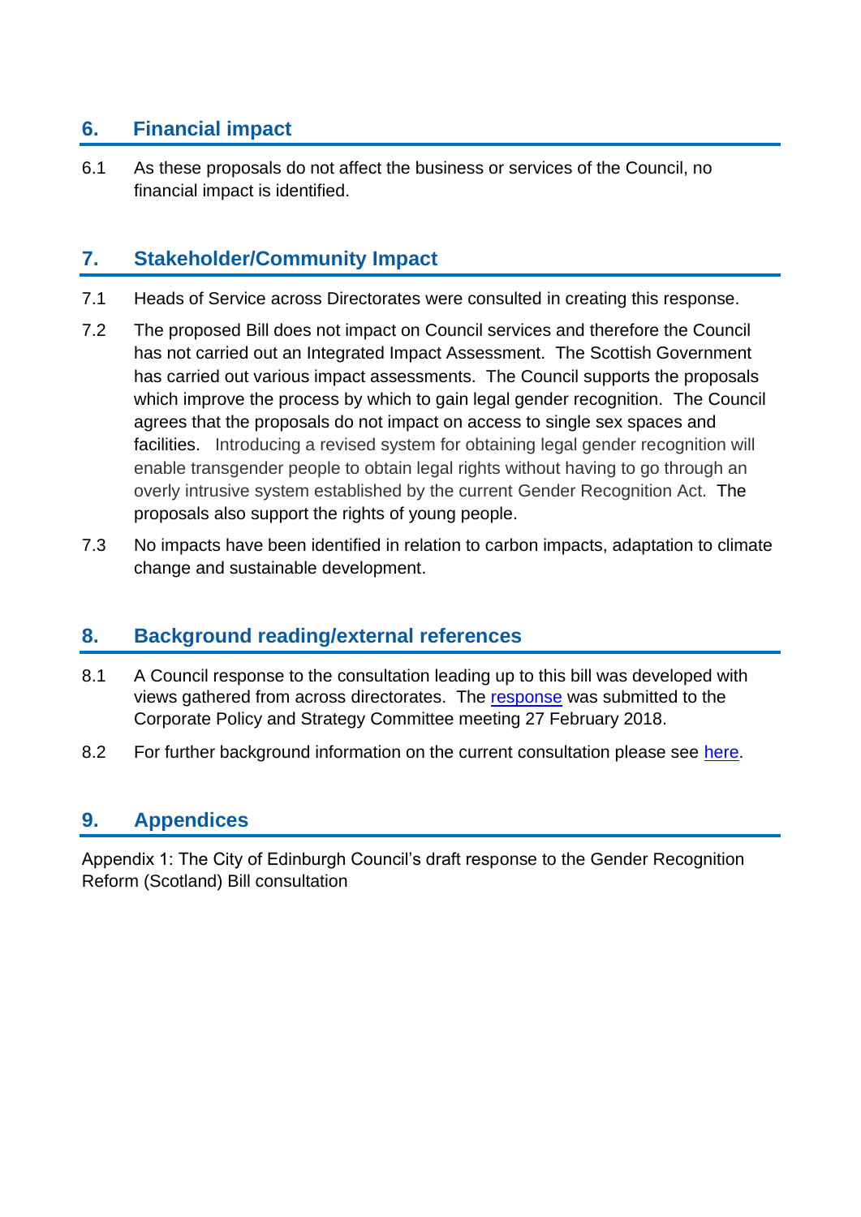## 6. Financial impact

6.1 As these proposals do not affect the business or services of the Council, no financial impact is identified.

## 7. Stakeholder/Community Impact

7.1 Heads of Service across Directorates were consulted in creating this response.

7.2 The proposed Bill does not impact on Council services and therefore the Council has not carried out an Integrated Impact Assessment. The Scottish Government has carried out various impact assessments. The Council supports the proposals which improve the process by which to gain legal gender recognition. The Council agrees that the proposals do not impact on access to single sex spaces and facilities. Introducing a revised system for obtaining legal gender recognition will enable transgender people to obtain legal rights without having to go through an overly intrusive system established by the current Gender Recognition Act. The proposals also support the rights of young people.

7.3 No impacts have been identified in relation to carbon impacts, adaptation to climate change and sustainable development.

## 8. Background reading/external references

8.1 A Council response to the consultation leading up to this bill was developed with views gathered from across directorates. The response was submitted to the Corporate Policy and Strategy Committee meeting 27 February 2018.

8.2 For further background information on the current consultation please see here.

## 9. Appendices

Appendix 1: The City of Edinburgh Council's draft response to the Gender Recognition Reform (Scotland) Bill consultation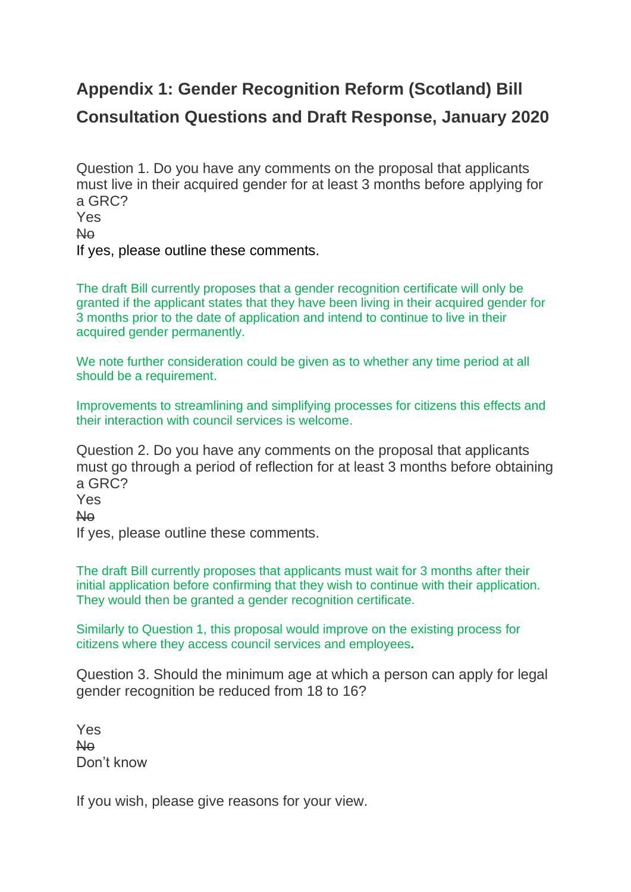# Appendix 1: Gender Recognition Reform (Scotland) Bill Consultation Questions and Draft Response, January 2020

Question 1. Do you have any comments on the proposal that applicants must live in their acquired gender for at least 3 months before applying for a GRC?

Yes

~~No~~

If yes, please outline these comments.

The draft Bill currently proposes that a gender recognition certificate will only be granted if the applicant states that they have been living in their acquired gender for 3 months prior to the date of application and intend to continue to live in their acquired gender permanently.

We note further consideration could be given as to whether any time period at all should be a requirement.

Improvements to streamlining and simplifying processes for citizens this effects and their interaction with council services is welcome.

Question 2. Do you have any comments on the proposal that applicants must go through a period of reflection for at least 3 months before obtaining a GRC?

Yes

~~No~~

If yes, please outline these comments.

The draft Bill currently proposes that applicants must wait for 3 months after their initial application before confirming that they wish to continue with their application. They would then be granted a gender recognition certificate.

Similarly to Question 1, this proposal would improve on the existing process for citizens where they access council services and employees.

Question 3. Should the minimum age at which a person can apply for legal gender recognition be reduced from 18 to 16?

Yes

~~No~~

Don't know

If you wish, please give reasons for your view.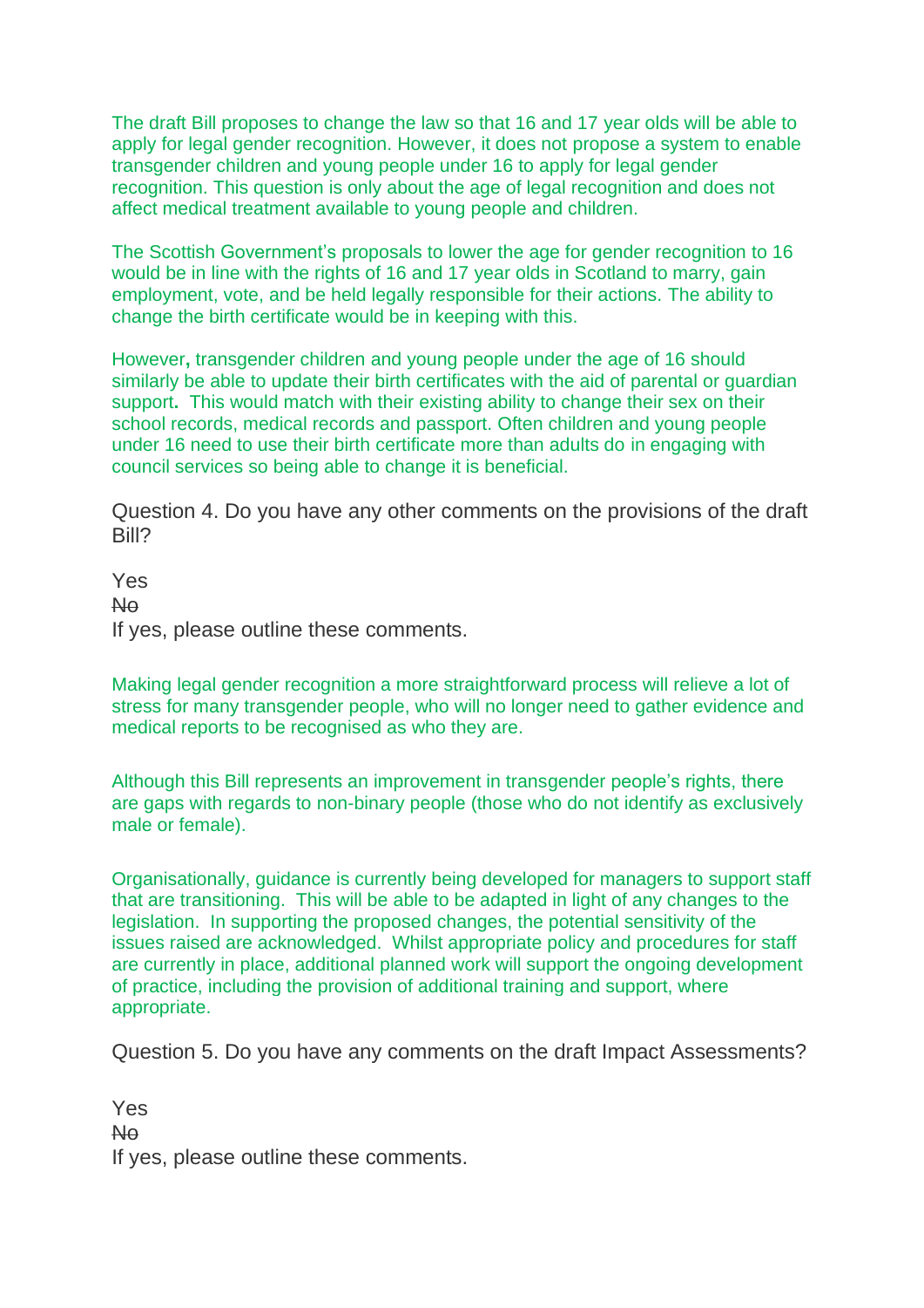The draft Bill proposes to change the law so that 16 and 17 year olds will be able to apply for legal gender recognition. However, it does not propose a system to enable transgender children and young people under 16 to apply for legal gender recognition. This question is only about the age of legal recognition and does not affect medical treatment available to young people and children.

The Scottish Government's proposals to lower the age for gender recognition to 16 would be in line with the rights of 16 and 17 year olds in Scotland to marry, gain employment, vote, and be held legally responsible for their actions. The ability to change the birth certificate would be in keeping with this.

However**,** transgender children and young people under the age of 16 should similarly be able to update their birth certificates with the aid of parental or guardian support**.** This would match with their existing ability to change their sex on their school records, medical records and passport. Often children and young people under 16 need to use their birth certificate more than adults do in engaging with council services so being able to change it is beneficial.

Question 4. Do you have any other comments on the provisions of the draft Bill?

Yes
~~No~~
If yes, please outline these comments.

Making legal gender recognition a more straightforward process will relieve a lot of stress for many transgender people, who will no longer need to gather evidence and medical reports to be recognised as who they are.

Although this Bill represents an improvement in transgender people's rights, there are gaps with regards to non-binary people (those who do not identify as exclusively male or female).

Organisationally, guidance is currently being developed for managers to support staff that are transitioning. This will be able to be adapted in light of any changes to the legislation. In supporting the proposed changes, the potential sensitivity of the issues raised are acknowledged. Whilst appropriate policy and procedures for staff are currently in place, additional planned work will support the ongoing development of practice, including the provision of additional training and support, where appropriate.

Question 5. Do you have any comments on the draft Impact Assessments?

Yes
~~No~~
If yes, please outline these comments.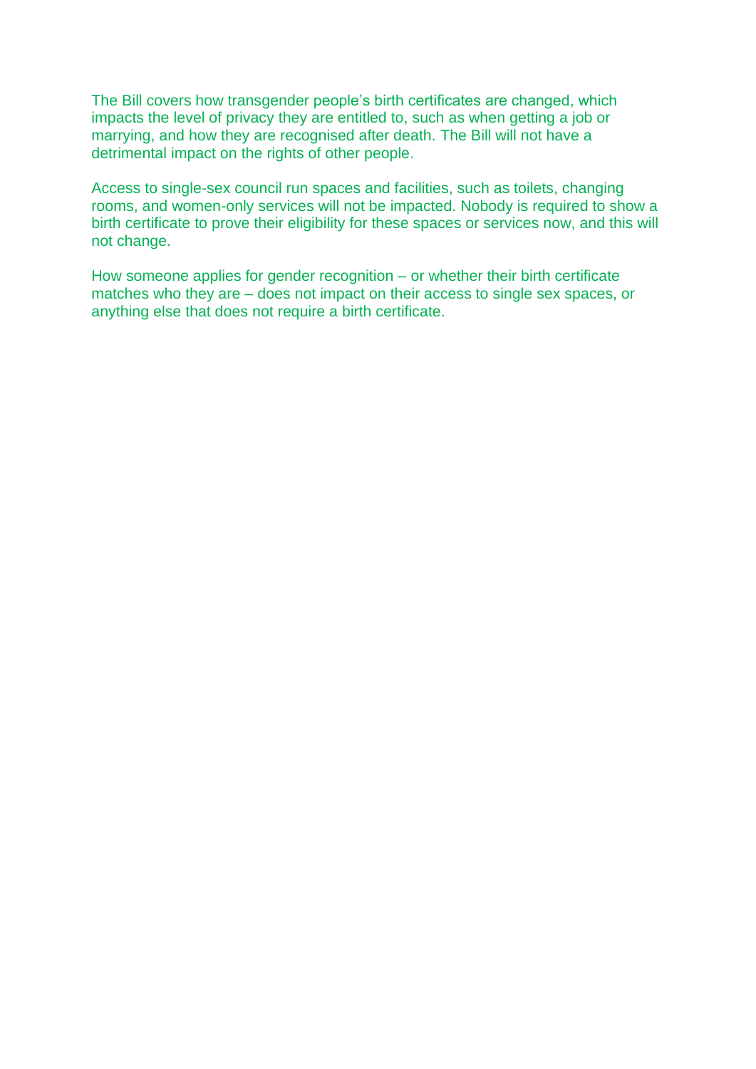The Bill covers how transgender people's birth certificates are changed, which impacts the level of privacy they are entitled to, such as when getting a job or marrying, and how they are recognised after death. The Bill will not have a detrimental impact on the rights of other people.

Access to single-sex council run spaces and facilities, such as toilets, changing rooms, and women-only services will not be impacted. Nobody is required to show a birth certificate to prove their eligibility for these spaces or services now, and this will not change.

How someone applies for gender recognition – or whether their birth certificate matches who they are – does not impact on their access to single sex spaces, or anything else that does not require a birth certificate.